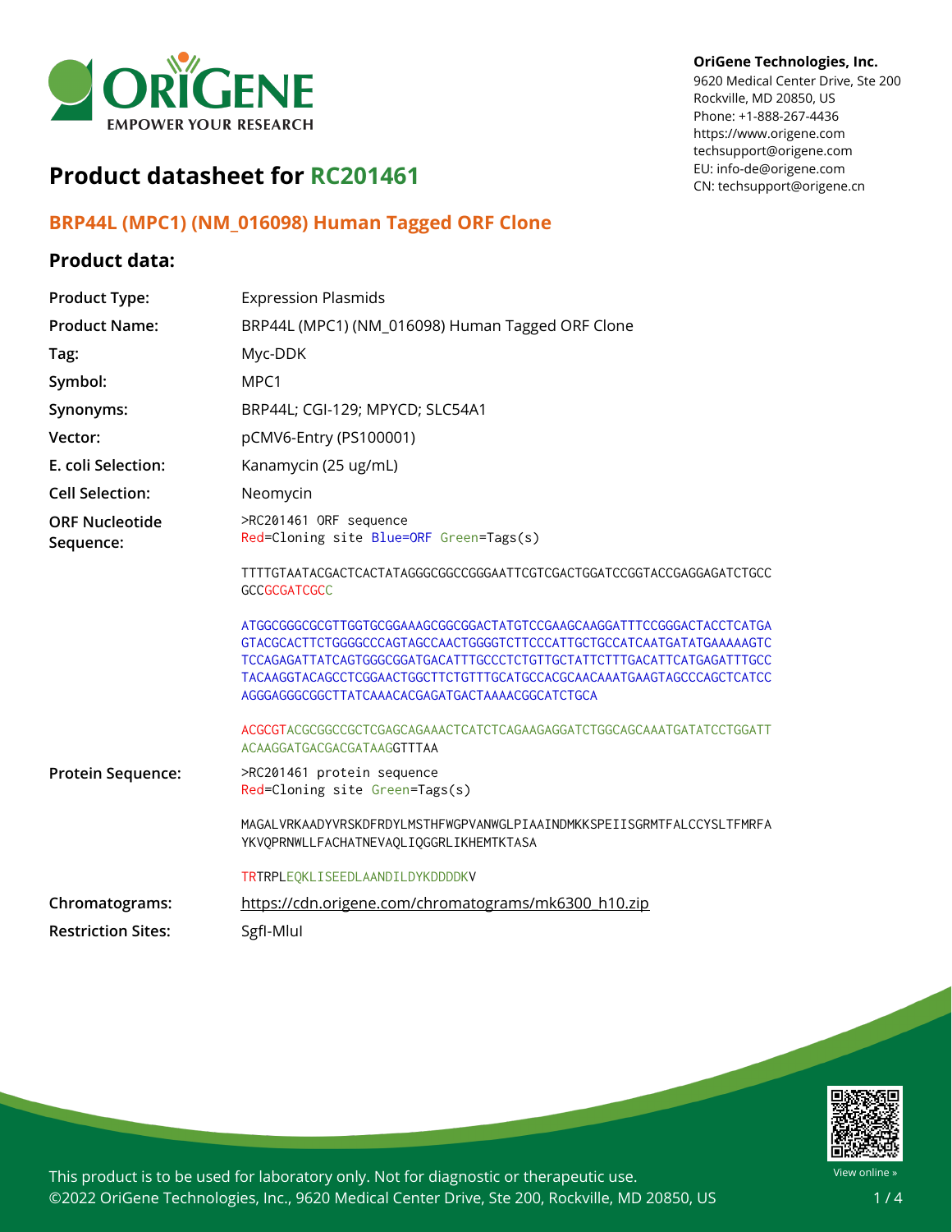**OriGene Technologies, Inc.**
9620 Medical Center Drive, Ste 200
Rockville, MD 20850, US
Phone: +1-888-267-4436
https://www.origene.com
techsupport@origene.com
EU: info-de@origene.com
CN: techsupport@origene.cn

# Product datasheet for RC201461

## BRP44L (MPC1) (NM_016098) Human Tagged ORF Clone

### Product data:

| | |
|---|---|
| **Product Type:** | Expression Plasmids |
| **Product Name:** | BRP44L (MPC1) (NM_016098) Human Tagged ORF Clone |
| **Tag:** | Myc-DDK |
| **Symbol:** | MPC1 |
| **Synonyms:** | BRP44L; CGI-129; MPYCD; SLC54A1 |
| **Vector:** | pCMV6-Entry (PS100001) |
| **E. coli Selection:** | Kanamycin (25 ug/mL) |
| **Cell Selection:** | Neomycin |

**ORF Nucleotide Sequence:**

```
>RC201461 ORF sequence
Red=Cloning site Blue=ORF Green=Tags(s)

TTTTGTAATACGACTCACTATAGGGCGGCCGGGAATTCGTCGACTGGATCCGGTACCGAGGAGATCTGCC
GCCGCGATCGCC

ATGGCGGGCGCGTTGGTGCGGAAAGCGGCGGACTATGTCCGAAGCAAGGATTTCCGGGACTACCTCATGA
GTACGCACTTCTGGGGCCCAGTAGCCAACTGGGGTCTTCCCATTGCTGCCATCAATGATATGAAAAAGTC
TCCAGAGATTATCAGTGGGCGGATGACATTTGCCCTCTGTTGCTATTCTTTGACATTCATGAGATTTGCC
TACAAGGTACAGCCTCGGAACTGGCTTCTGTTTGCATGCCACGCAACAAATGAAGTAGCCCAGCTCATCC
AGGGAGGGCGGCTTATCAAACACGAGATGACTAAAACGGCATCTGCA

ACGCGTACGCGGCCGCTCGAGCAGAAACTCATCTCAGAAGAGGATCTGGCAGCAAATGATATCCTGGATT
ACAAGGATGACGACGATAAGGTTTAA
```

**Protein Sequence:**

```
>RC201461 protein sequence
Red=Cloning site Green=Tags(s)

MAGALVRKAADYVRSKDFRDYLMSTHFWGPVANWGLPIAAINDMKKSPEIISGRMTFALCCYSLTFMRFA
YKVQPRNWLLFACHATNEVAQLIQGGRLIKHEMTKTASA

TRTRPLEQKLISEEDLAANDILDYKDDDDKV
```

| | |
|---|---|
| **Chromatograms:** | https://cdn.origene.com/chromatograms/mk6300_h10.zip |
| **Restriction Sites:** | SgfI-MluI |

This product is to be used for laboratory only. Not for diagnostic or therapeutic use.
©2022 OriGene Technologies, Inc., 9620 Medical Center Drive, Ste 200, Rockville, MD 20850, US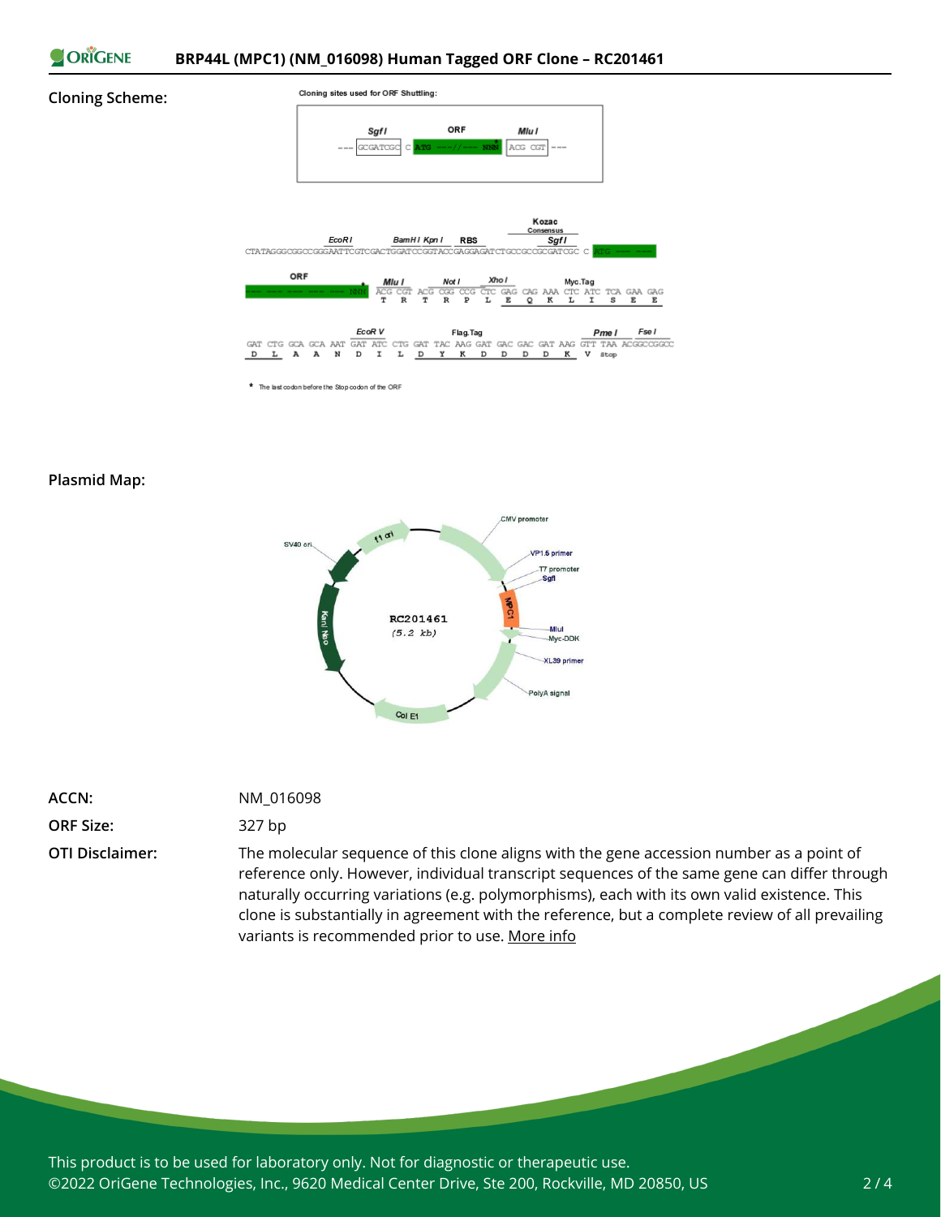**Cloning Scheme:**

Cloning sites used for ORF Shuttling:

```
         SgfI              ORF           MluI
--- GCGATCGC C ATG ---//--- NNN  ACG CGT ---
```

```
                        EcoR I         BamH I Kpn I   RBS            Kozac Consensus SgfI
CTATAGGGCGGCCGGGAATTCGTCGACTGGATCCGGTACCGAGGAGATCTGCCGCCGCGATCGC C ATG --- ---

ORF                   *   Mlu I       Not I       Xho I       Myc.Tag
--- --- --- --- --- NNN ACG CGT ACG CGG CCG CTC GAG CAG AAA CTC ATC TCA GAA GAG
                         T   R   T   R   P   L   E   Q   K   L   I   S   E   E

                        EcoR V              Flag.Tag                        Pme I      Fse I
GAT CTG GCA GCA AAT GAT ATC CTG GAT TAC AAG GAT GAC GAC GAT AAG GTT TAA ACGGCCGGCC
 D   L   A   A   N   D   I   L   D   Y   K   D   D   D   D   K   V  stop
```

\* The last codon before the Stop codon of the ORF

**Plasmid Map:**

RC201461 (5.2 kb)

CMV promoter, VP1.5 primer, T7 promoter, SgfI, MPC1, MluI, Myc-DDK, XL39 primer, PolyA signal, Col E1, Kan/ Neo, SV40 ori, f1 ori

| | |
|---|---|
| **ACCN:** | NM_016098 |
| **ORF Size:** | 327 bp |
| **OTI Disclaimer:** | The molecular sequence of this clone aligns with the gene accession number as a point of reference only. However, individual transcript sequences of the same gene can differ through naturally occurring variations (e.g. polymorphisms), each with its own valid existence. This clone is substantially in agreement with the reference, but a complete review of all prevailing variants is recommended prior to use. More info |

This product is to be used for laboratory only. Not for diagnostic or therapeutic use.
©2022 OriGene Technologies, Inc., 9620 Medical Center Drive, Ste 200, Rockville, MD 20850, US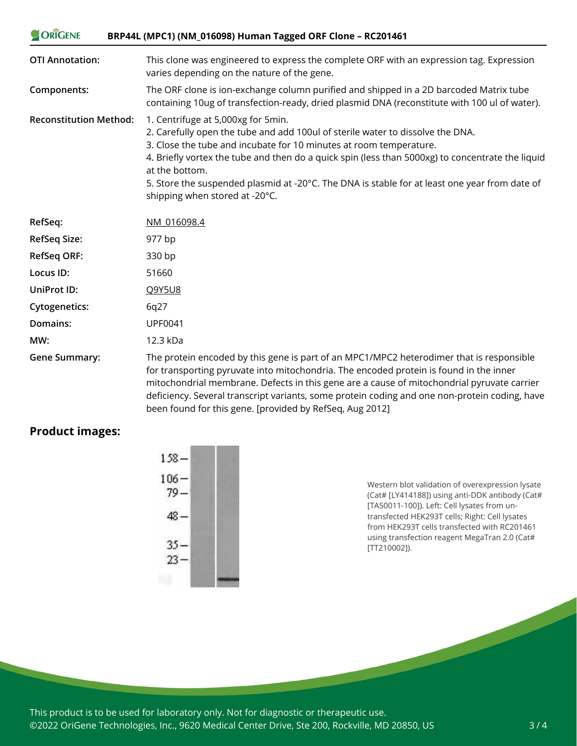# BRP44L (MPC1) (NM_016098) Human Tagged ORF Clone – RC201461

| | |
|---|---|
| **OTI Annotation:** | This clone was engineered to express the complete ORF with an expression tag. Expression varies depending on the nature of the gene. |
| **Components:** | The ORF clone is ion-exchange column purified and shipped in a 2D barcoded Matrix tube containing 10ug of transfection-ready, dried plasmid DNA (reconstitute with 100 ul of water). |
| **Reconstitution Method:** | 1. Centrifuge at 5,000xg for 5min.<br>2. Carefully open the tube and add 100ul of sterile water to dissolve the DNA.<br>3. Close the tube and incubate for 10 minutes at room temperature.<br>4. Briefly vortex the tube and then do a quick spin (less than 5000xg) to concentrate the liquid at the bottom.<br>5. Store the suspended plasmid at -20°C. The DNA is stable for at least one year from date of shipping when stored at -20°C. |
| **RefSeq:** | NM_016098.4 |
| **RefSeq Size:** | 977 bp |
| **RefSeq ORF:** | 330 bp |
| **Locus ID:** | 51660 |
| **UniProt ID:** | Q9Y5U8 |
| **Cytogenetics:** | 6q27 |
| **Domains:** | UPF0041 |
| **MW:** | 12.3 kDa |
| **Gene Summary:** | The protein encoded by this gene is part of an MPC1/MPC2 heterodimer that is responsible for transporting pyruvate into mitochondria. The encoded protein is found in the inner mitochondrial membrane. Defects in this gene are a cause of mitochondrial pyruvate carrier deficiency. Several transcript variants, some protein coding and one non-protein coding, have been found for this gene. [provided by RefSeq, Aug 2012] |

## Product images:

Western blot validation of overexpression lysate (Cat# [LY414188]) using anti-DDK antibody (Cat# [TA50011-100]). Left: Cell lysates from un-transfected HEK293T cells; Right: Cell lysates from HEK293T cells transfected with RC201461 using transfection reagent MegaTran 2.0 (Cat# [TT210002]).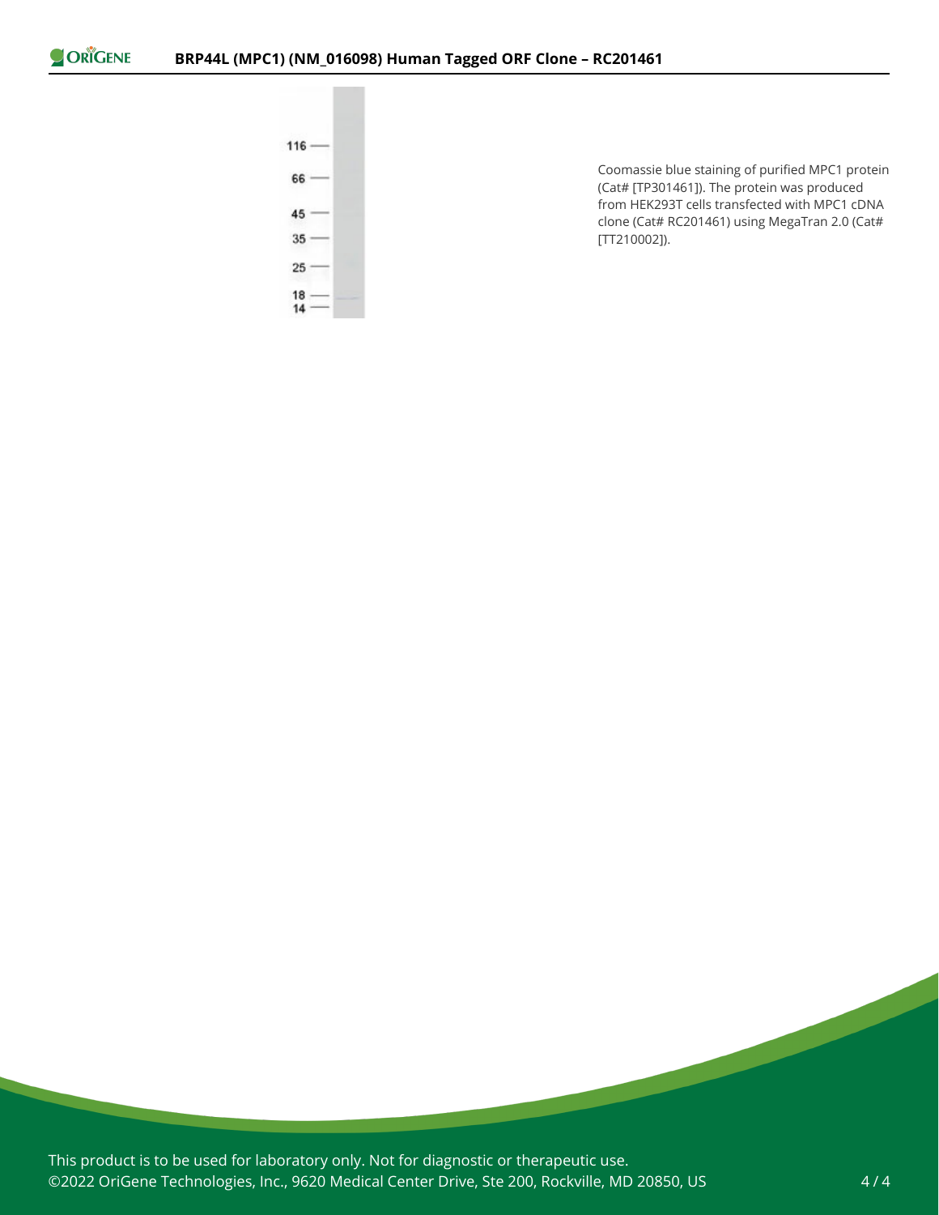116
66
45
35
25
18
14

Coomassie blue staining of purified MPC1 protein (Cat# [TP301461]). The protein was produced from HEK293T cells transfected with MPC1 cDNA clone (Cat# RC201461) using MegaTran 2.0 (Cat# [TT210002]).

This product is to be used for laboratory only. Not for diagnostic or therapeutic use.
©2022 OriGene Technologies, Inc., 9620 Medical Center Drive, Ste 200, Rockville, MD 20850, US